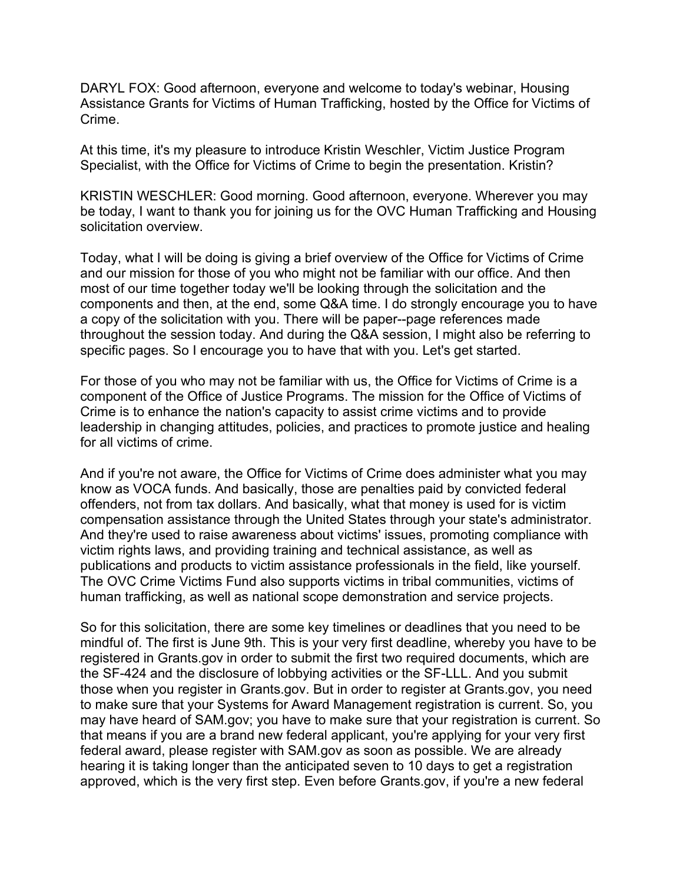DARYL FOX: Good afternoon, everyone and welcome to today's webinar, Housing Assistance Grants for Victims of Human Trafficking, hosted by the Office for Victims of Crime.

At this time, it's my pleasure to introduce Kristin Weschler, Victim Justice Program Specialist, with the Office for Victims of Crime to begin the presentation. Kristin?

KRISTIN WESCHLER: Good morning. Good afternoon, everyone. Wherever you may be today, I want to thank you for joining us for the OVC Human Trafficking and Housing solicitation overview.

Today, what I will be doing is giving a brief overview of the Office for Victims of Crime and our mission for those of you who might not be familiar with our office. And then most of our time together today we'll be looking through the solicitation and the components and then, at the end, some Q&A time. I do strongly encourage you to have a copy of the solicitation with you. There will be paper--page references made throughout the session today. And during the Q&A session, I might also be referring to specific pages. So I encourage you to have that with you. Let's get started.

For those of you who may not be familiar with us, the Office for Victims of Crime is a component of the Office of Justice Programs. The mission for the Office of Victims of Crime is to enhance the nation's capacity to assist crime victims and to provide leadership in changing attitudes, policies, and practices to promote justice and healing for all victims of crime.

And if you're not aware, the Office for Victims of Crime does administer what you may know as VOCA funds. And basically, those are penalties paid by convicted federal offenders, not from tax dollars. And basically, what that money is used for is victim compensation assistance through the United States through your state's administrator. And they're used to raise awareness about victims' issues, promoting compliance with victim rights laws, and providing training and technical assistance, as well as publications and products to victim assistance professionals in the field, like yourself. The OVC Crime Victims Fund also supports victims in tribal communities, victims of human trafficking, as well as national scope demonstration and service projects.

So for this solicitation, there are some key timelines or deadlines that you need to be mindful of. The first is June 9th. This is your very first deadline, whereby you have to be registered in Grants.gov in order to submit the first two required documents, which are the SF-424 and the disclosure of lobbying activities or the SF-LLL. And you submit those when you register in Grants.gov. But in order to register at Grants.gov, you need to make sure that your Systems for Award Management registration is current. So, you may have heard of SAM.gov; you have to make sure that your registration is current. So that means if you are a brand new federal applicant, you're applying for your very first federal award, please register with SAM.gov as soon as possible. We are already hearing it is taking longer than the anticipated seven to 10 days to get a registration approved, which is the very first step. Even before Grants.gov, if you're a new federal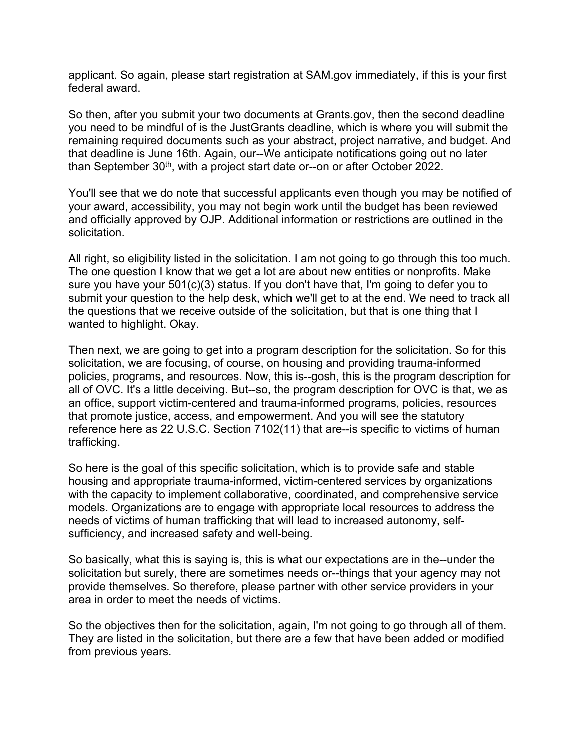applicant. So again, please start registration at SAM.gov immediately, if this is your first federal award.

So then, after you submit your two documents at Grants.gov, then the second deadline you need to be mindful of is the JustGrants deadline, which is where you will submit the remaining required documents such as your abstract, project narrative, and budget. And that deadline is June 16th. Again, our--We anticipate notifications going out no later than September 30th, with a project start date or--on or after October 2022.

You'll see that we do note that successful applicants even though you may be notified of your award, accessibility, you may not begin work until the budget has been reviewed and officially approved by OJP. Additional information or restrictions are outlined in the solicitation.

All right, so eligibility listed in the solicitation. I am not going to go through this too much. The one question I know that we get a lot are about new entities or nonprofits. Make sure you have your 501(c)(3) status. If you don't have that, I'm going to defer you to submit your question to the help desk, which we'll get to at the end. We need to track all the questions that we receive outside of the solicitation, but that is one thing that I wanted to highlight. Okay.

Then next, we are going to get into a program description for the solicitation. So for this solicitation, we are focusing, of course, on housing and providing trauma-informed policies, programs, and resources. Now, this is--gosh, this is the program description for all of OVC. It's a little deceiving. But--so, the program description for OVC is that, we as an office, support victim-centered and trauma-informed programs, policies, resources that promote justice, access, and empowerment. And you will see the statutory reference here as 22 U.S.C. Section 7102(11) that are--is specific to victims of human trafficking.

So here is the goal of this specific solicitation, which is to provide safe and stable housing and appropriate trauma-informed, victim-centered services by organizations with the capacity to implement collaborative, coordinated, and comprehensive service models. Organizations are to engage with appropriate local resources to address the needs of victims of human trafficking that will lead to increased autonomy, self-sufficiency, and increased safety and well-being.

So basically, what this is saying is, this is what our expectations are in the--under the solicitation but surely, there are sometimes needs or--things that your agency may not provide themselves. So therefore, please partner with other service providers in your area in order to meet the needs of victims.

So the objectives then for the solicitation, again, I'm not going to go through all of them. They are listed in the solicitation, but there are a few that have been added or modified from previous years.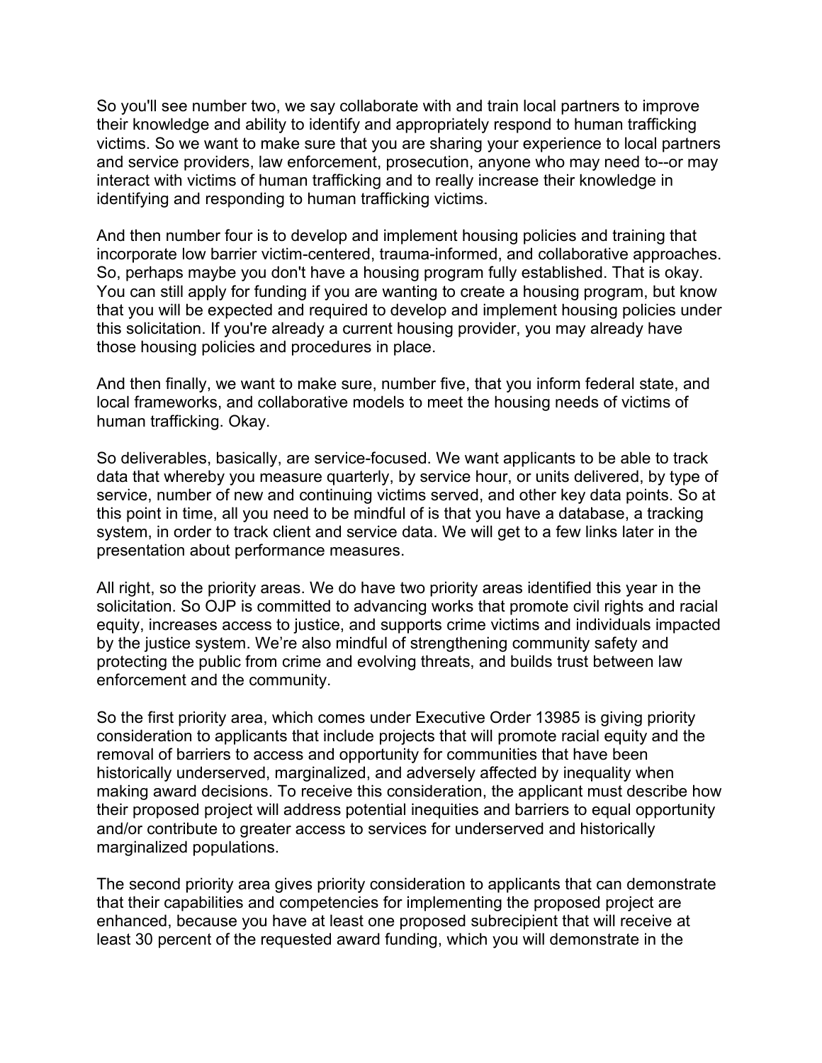So you'll see number two, we say collaborate with and train local partners to improve their knowledge and ability to identify and appropriately respond to human trafficking victims. So we want to make sure that you are sharing your experience to local partners and service providers, law enforcement, prosecution, anyone who may need to--or may interact with victims of human trafficking and to really increase their knowledge in identifying and responding to human trafficking victims.

And then number four is to develop and implement housing policies and training that incorporate low barrier victim-centered, trauma-informed, and collaborative approaches. So, perhaps maybe you don't have a housing program fully established. That is okay. You can still apply for funding if you are wanting to create a housing program, but know that you will be expected and required to develop and implement housing policies under this solicitation. If you're already a current housing provider, you may already have those housing policies and procedures in place.

And then finally, we want to make sure, number five, that you inform federal state, and local frameworks, and collaborative models to meet the housing needs of victims of human trafficking. Okay.

So deliverables, basically, are service-focused. We want applicants to be able to track data that whereby you measure quarterly, by service hour, or units delivered, by type of service, number of new and continuing victims served, and other key data points. So at this point in time, all you need to be mindful of is that you have a database, a tracking system, in order to track client and service data. We will get to a few links later in the presentation about performance measures.

All right, so the priority areas. We do have two priority areas identified this year in the solicitation. So OJP is committed to advancing works that promote civil rights and racial equity, increases access to justice, and supports crime victims and individuals impacted by the justice system. We're also mindful of strengthening community safety and protecting the public from crime and evolving threats, and builds trust between law enforcement and the community.

So the first priority area, which comes under Executive Order 13985 is giving priority consideration to applicants that include projects that will promote racial equity and the removal of barriers to access and opportunity for communities that have been historically underserved, marginalized, and adversely affected by inequality when making award decisions. To receive this consideration, the applicant must describe how their proposed project will address potential inequities and barriers to equal opportunity and/or contribute to greater access to services for underserved and historically marginalized populations.

The second priority area gives priority consideration to applicants that can demonstrate that their capabilities and competencies for implementing the proposed project are enhanced, because you have at least one proposed subrecipient that will receive at least 30 percent of the requested award funding, which you will demonstrate in the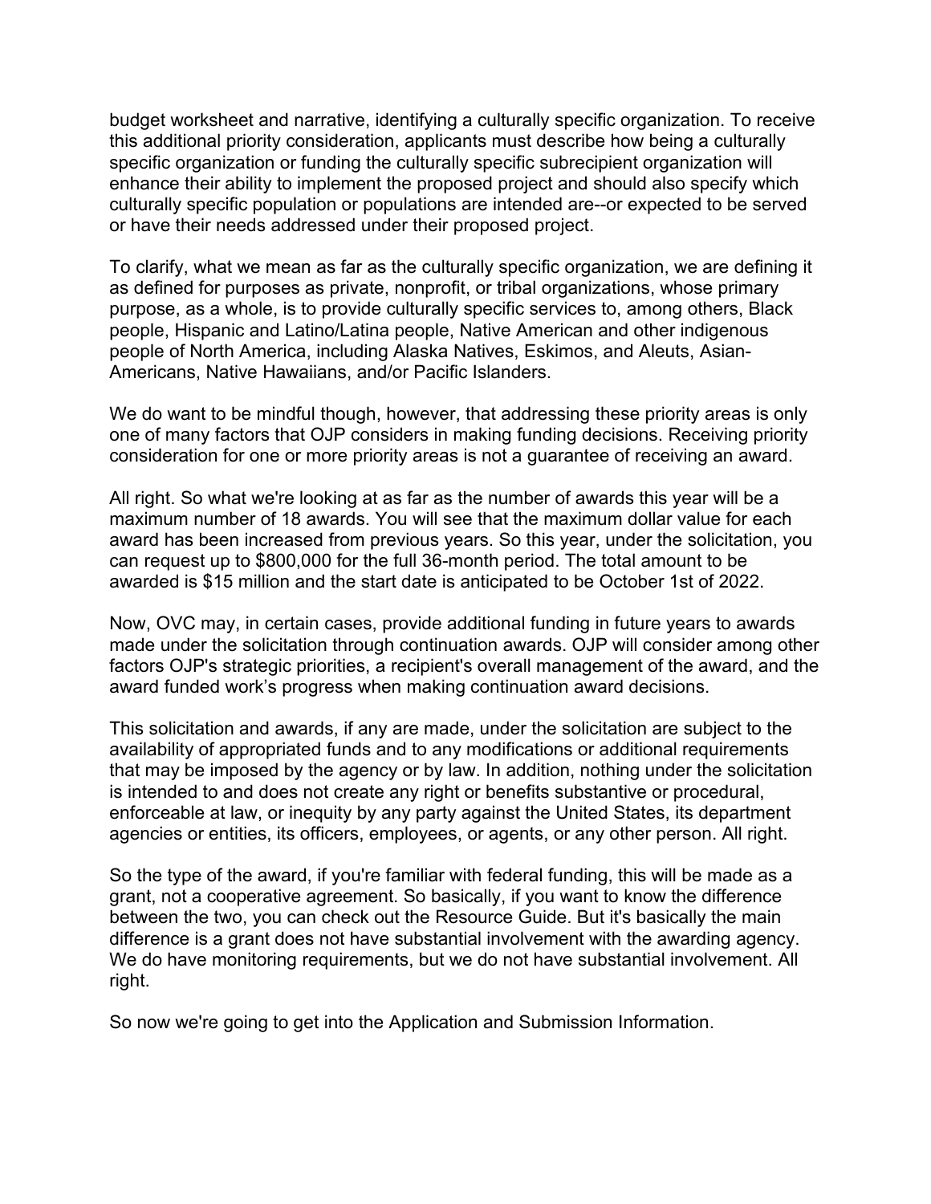budget worksheet and narrative, identifying a culturally specific organization. To receive this additional priority consideration, applicants must describe how being a culturally specific organization or funding the culturally specific subrecipient organization will enhance their ability to implement the proposed project and should also specify which culturally specific population or populations are intended are--or expected to be served or have their needs addressed under their proposed project.

To clarify, what we mean as far as the culturally specific organization, we are defining it as defined for purposes as private, nonprofit, or tribal organizations, whose primary purpose, as a whole, is to provide culturally specific services to, among others, Black people, Hispanic and Latino/Latina people, Native American and other indigenous people of North America, including Alaska Natives, Eskimos, and Aleuts, Asian-Americans, Native Hawaiians, and/or Pacific Islanders.

We do want to be mindful though, however, that addressing these priority areas is only one of many factors that OJP considers in making funding decisions. Receiving priority consideration for one or more priority areas is not a guarantee of receiving an award.

All right. So what we're looking at as far as the number of awards this year will be a maximum number of 18 awards. You will see that the maximum dollar value for each award has been increased from previous years. So this year, under the solicitation, you can request up to $800,000 for the full 36-month period. The total amount to be awarded is $15 million and the start date is anticipated to be October 1st of 2022.

Now, OVC may, in certain cases, provide additional funding in future years to awards made under the solicitation through continuation awards. OJP will consider among other factors OJP's strategic priorities, a recipient's overall management of the award, and the award funded work's progress when making continuation award decisions.

This solicitation and awards, if any are made, under the solicitation are subject to the availability of appropriated funds and to any modifications or additional requirements that may be imposed by the agency or by law. In addition, nothing under the solicitation is intended to and does not create any right or benefits substantive or procedural, enforceable at law, or inequity by any party against the United States, its department agencies or entities, its officers, employees, or agents, or any other person. All right.

So the type of the award, if you're familiar with federal funding, this will be made as a grant, not a cooperative agreement. So basically, if you want to know the difference between the two, you can check out the Resource Guide. But it's basically the main difference is a grant does not have substantial involvement with the awarding agency. We do have monitoring requirements, but we do not have substantial involvement. All right.

So now we're going to get into the Application and Submission Information.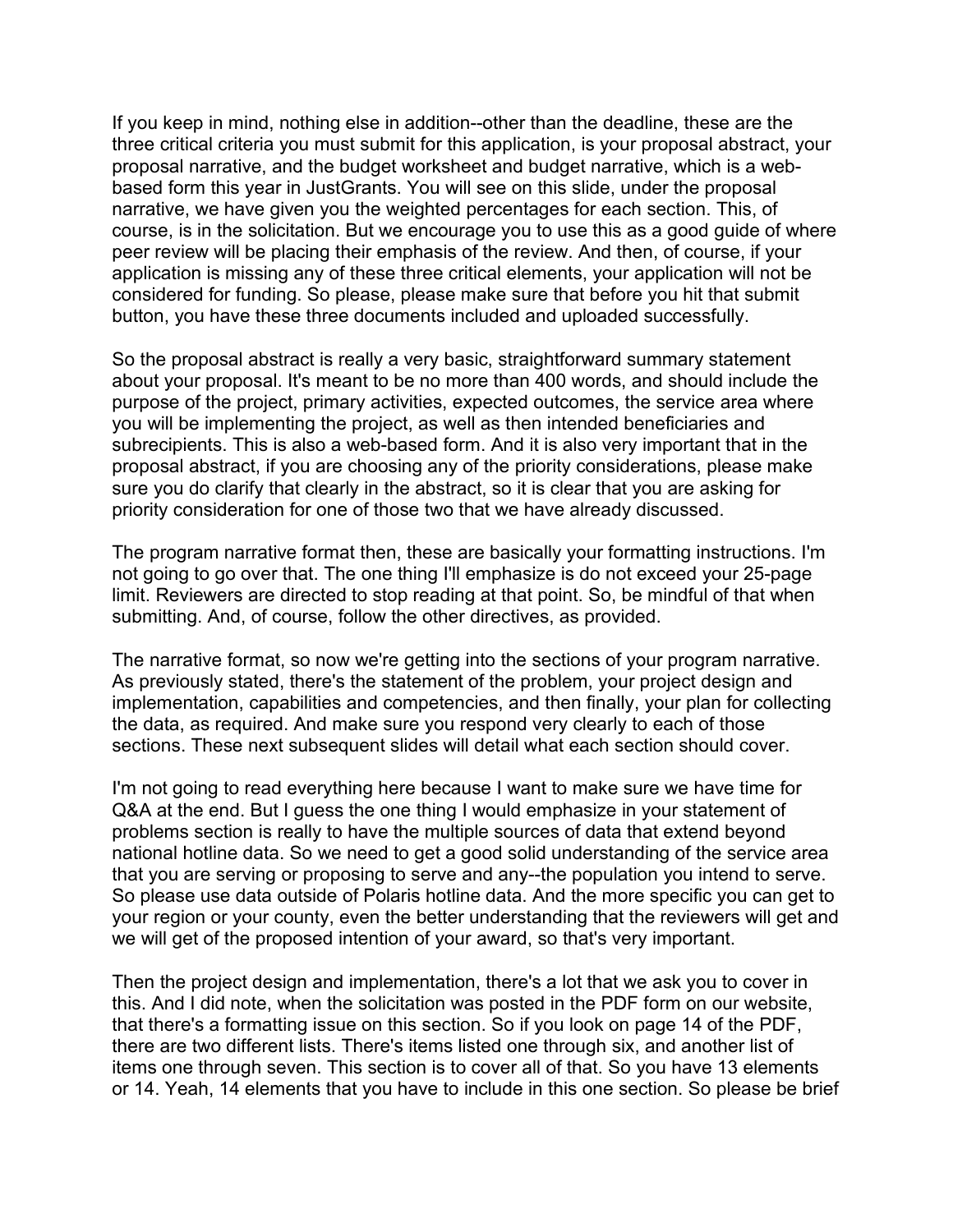If you keep in mind, nothing else in addition--other than the deadline, these are the three critical criteria you must submit for this application, is your proposal abstract, your proposal narrative, and the budget worksheet and budget narrative, which is a web-based form this year in JustGrants. You will see on this slide, under the proposal narrative, we have given you the weighted percentages for each section. This, of course, is in the solicitation. But we encourage you to use this as a good guide of where peer review will be placing their emphasis of the review. And then, of course, if your application is missing any of these three critical elements, your application will not be considered for funding. So please, please make sure that before you hit that submit button, you have these three documents included and uploaded successfully.

So the proposal abstract is really a very basic, straightforward summary statement about your proposal. It's meant to be no more than 400 words, and should include the purpose of the project, primary activities, expected outcomes, the service area where you will be implementing the project, as well as then intended beneficiaries and subrecipients. This is also a web-based form. And it is also very important that in the proposal abstract, if you are choosing any of the priority considerations, please make sure you do clarify that clearly in the abstract, so it is clear that you are asking for priority consideration for one of those two that we have already discussed.

The program narrative format then, these are basically your formatting instructions. I'm not going to go over that. The one thing I'll emphasize is do not exceed your 25-page limit. Reviewers are directed to stop reading at that point. So, be mindful of that when submitting. And, of course, follow the other directives, as provided.

The narrative format, so now we're getting into the sections of your program narrative. As previously stated, there's the statement of the problem, your project design and implementation, capabilities and competencies, and then finally, your plan for collecting the data, as required. And make sure you respond very clearly to each of those sections. These next subsequent slides will detail what each section should cover.

I'm not going to read everything here because I want to make sure we have time for Q&A at the end. But I guess the one thing I would emphasize in your statement of problems section is really to have the multiple sources of data that extend beyond national hotline data. So we need to get a good solid understanding of the service area that you are serving or proposing to serve and any--the population you intend to serve. So please use data outside of Polaris hotline data. And the more specific you can get to your region or your county, even the better understanding that the reviewers will get and we will get of the proposed intention of your award, so that's very important.

Then the project design and implementation, there's a lot that we ask you to cover in this. And I did note, when the solicitation was posted in the PDF form on our website, that there's a formatting issue on this section. So if you look on page 14 of the PDF, there are two different lists. There's items listed one through six, and another list of items one through seven. This section is to cover all of that. So you have 13 elements or 14. Yeah, 14 elements that you have to include in this one section. So please be brief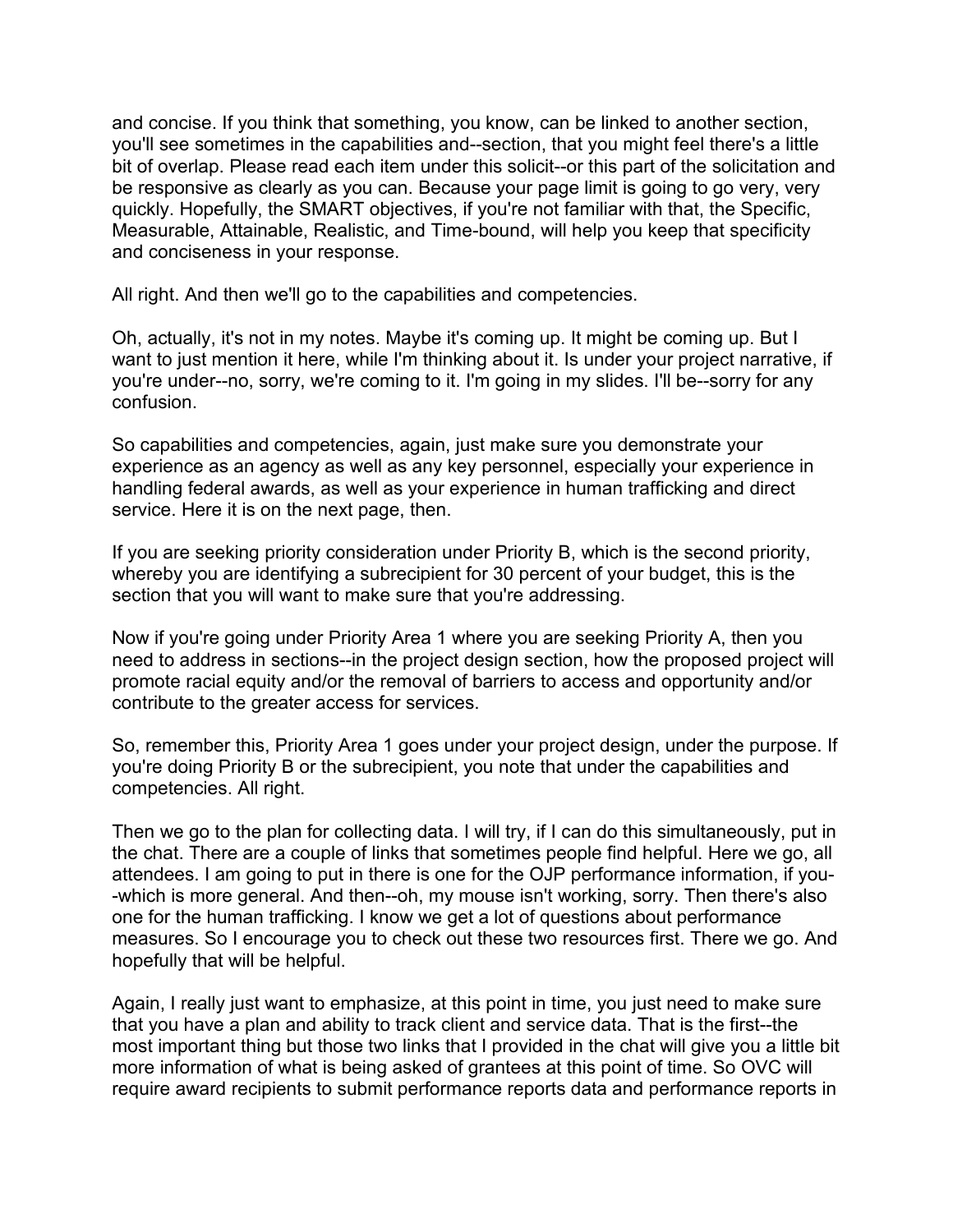and concise. If you think that something, you know, can be linked to another section, you'll see sometimes in the capabilities and--section, that you might feel there's a little bit of overlap. Please read each item under this solicit--or this part of the solicitation and be responsive as clearly as you can. Because your page limit is going to go very, very quickly. Hopefully, the SMART objectives, if you're not familiar with that, the Specific, Measurable, Attainable, Realistic, and Time-bound, will help you keep that specificity and conciseness in your response.

All right. And then we'll go to the capabilities and competencies.

Oh, actually, it's not in my notes. Maybe it's coming up. It might be coming up. But I want to just mention it here, while I'm thinking about it. Is under your project narrative, if you're under--no, sorry, we're coming to it. I'm going in my slides. I'll be--sorry for any confusion.

So capabilities and competencies, again, just make sure you demonstrate your experience as an agency as well as any key personnel, especially your experience in handling federal awards, as well as your experience in human trafficking and direct service. Here it is on the next page, then.

If you are seeking priority consideration under Priority B, which is the second priority, whereby you are identifying a subrecipient for 30 percent of your budget, this is the section that you will want to make sure that you're addressing.

Now if you're going under Priority Area 1 where you are seeking Priority A, then you need to address in sections--in the project design section, how the proposed project will promote racial equity and/or the removal of barriers to access and opportunity and/or contribute to the greater access for services.

So, remember this, Priority Area 1 goes under your project design, under the purpose. If you're doing Priority B or the subrecipient, you note that under the capabilities and competencies. All right.

Then we go to the plan for collecting data. I will try, if I can do this simultaneously, put in the chat. There are a couple of links that sometimes people find helpful. Here we go, all attendees. I am going to put in there is one for the OJP performance information, if you--which is more general. And then--oh, my mouse isn't working, sorry. Then there's also one for the human trafficking. I know we get a lot of questions about performance measures. So I encourage you to check out these two resources first. There we go. And hopefully that will be helpful.

Again, I really just want to emphasize, at this point in time, you just need to make sure that you have a plan and ability to track client and service data. That is the first--the most important thing but those two links that I provided in the chat will give you a little bit more information of what is being asked of grantees at this point of time. So OVC will require award recipients to submit performance reports data and performance reports in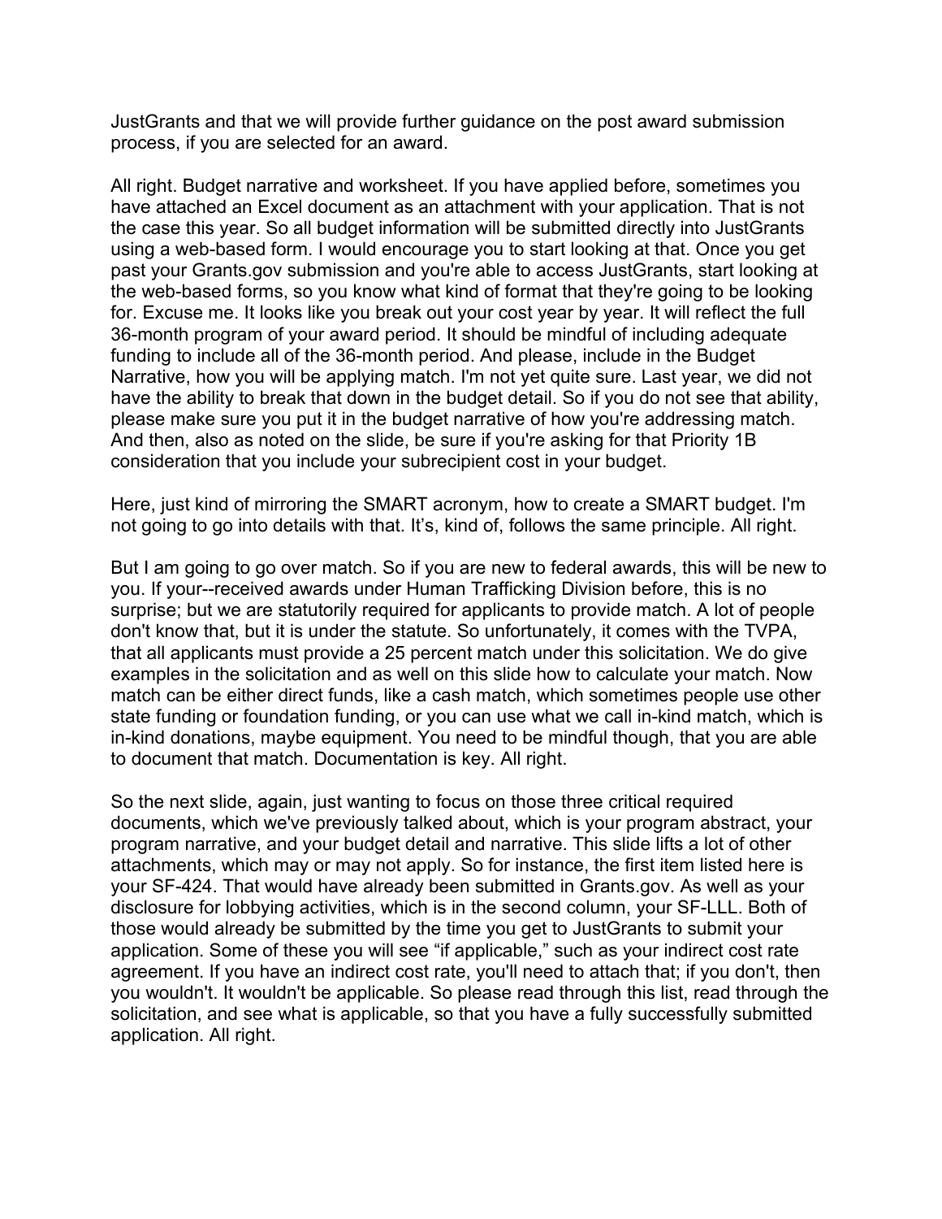JustGrants and that we will provide further guidance on the post award submission process, if you are selected for an award.

All right. Budget narrative and worksheet. If you have applied before, sometimes you have attached an Excel document as an attachment with your application. That is not the case this year. So all budget information will be submitted directly into JustGrants using a web-based form. I would encourage you to start looking at that. Once you get past your Grants.gov submission and you're able to access JustGrants, start looking at the web-based forms, so you know what kind of format that they're going to be looking for. Excuse me. It looks like you break out your cost year by year. It will reflect the full 36-month program of your award period. It should be mindful of including adequate funding to include all of the 36-month period. And please, include in the Budget Narrative, how you will be applying match. I'm not yet quite sure. Last year, we did not have the ability to break that down in the budget detail. So if you do not see that ability, please make sure you put it in the budget narrative of how you're addressing match. And then, also as noted on the slide, be sure if you're asking for that Priority 1B consideration that you include your subrecipient cost in your budget.

Here, just kind of mirroring the SMART acronym, how to create a SMART budget. I'm not going to go into details with that. It's, kind of, follows the same principle. All right.

But I am going to go over match. So if you are new to federal awards, this will be new to you. If your--received awards under Human Trafficking Division before, this is no surprise; but we are statutorily required for applicants to provide match. A lot of people don't know that, but it is under the statute. So unfortunately, it comes with the TVPA, that all applicants must provide a 25 percent match under this solicitation. We do give examples in the solicitation and as well on this slide how to calculate your match. Now match can be either direct funds, like a cash match, which sometimes people use other state funding or foundation funding, or you can use what we call in-kind match, which is in-kind donations, maybe equipment. You need to be mindful though, that you are able to document that match. Documentation is key. All right.

So the next slide, again, just wanting to focus on those three critical required documents, which we've previously talked about, which is your program abstract, your program narrative, and your budget detail and narrative. This slide lifts a lot of other attachments, which may or may not apply. So for instance, the first item listed here is your SF-424. That would have already been submitted in Grants.gov. As well as your disclosure for lobbying activities, which is in the second column, your SF-LLL. Both of those would already be submitted by the time you get to JustGrants to submit your application. Some of these you will see "if applicable," such as your indirect cost rate agreement. If you have an indirect cost rate, you'll need to attach that; if you don't, then you wouldn't. It wouldn't be applicable. So please read through this list, read through the solicitation, and see what is applicable, so that you have a fully successfully submitted application. All right.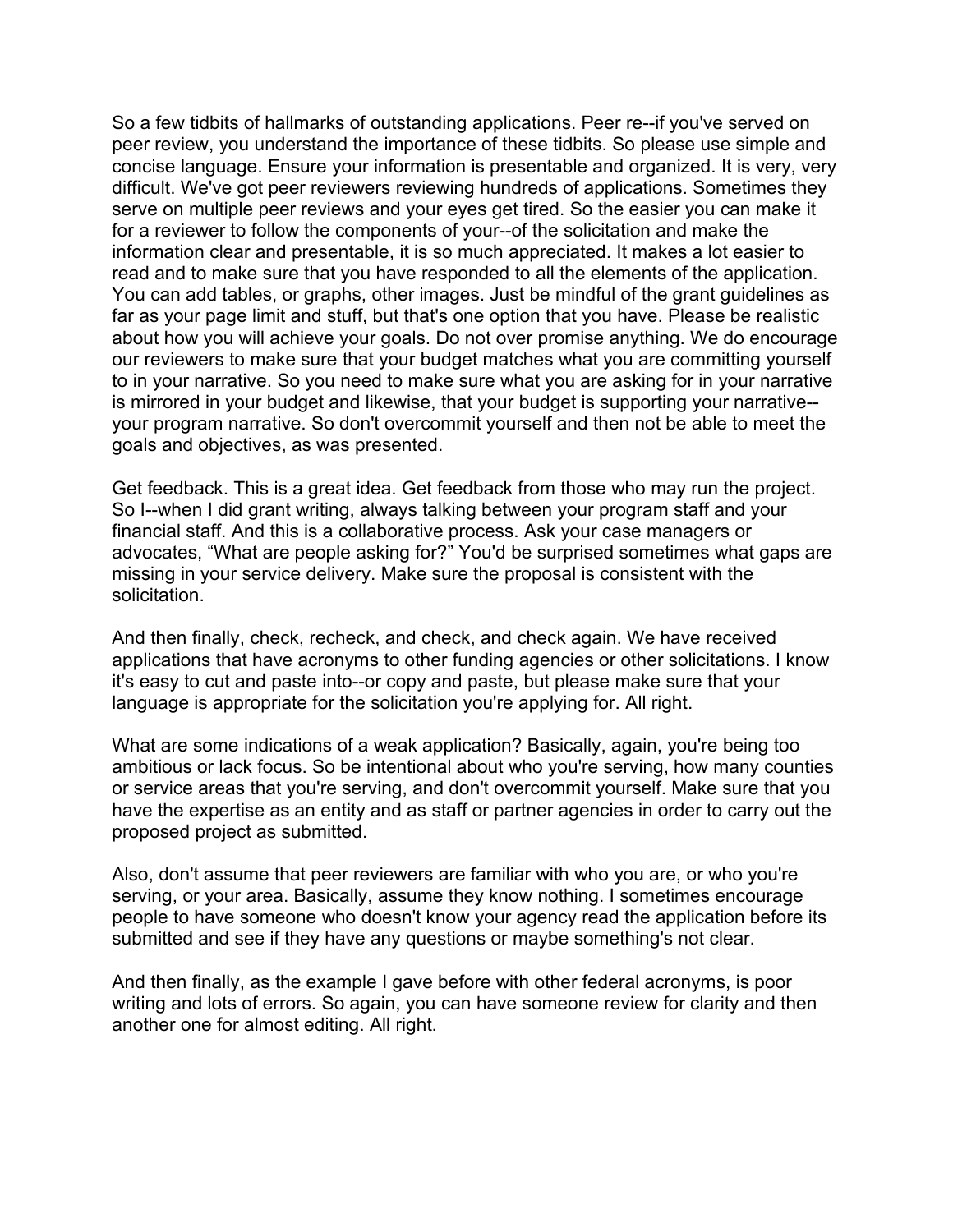So a few tidbits of hallmarks of outstanding applications. Peer re--if you've served on peer review, you understand the importance of these tidbits. So please use simple and concise language. Ensure your information is presentable and organized. It is very, very difficult. We've got peer reviewers reviewing hundreds of applications. Sometimes they serve on multiple peer reviews and your eyes get tired. So the easier you can make it for a reviewer to follow the components of your--of the solicitation and make the information clear and presentable, it is so much appreciated. It makes a lot easier to read and to make sure that you have responded to all the elements of the application. You can add tables, or graphs, other images. Just be mindful of the grant guidelines as far as your page limit and stuff, but that's one option that you have. Please be realistic about how you will achieve your goals. Do not over promise anything. We do encourage our reviewers to make sure that your budget matches what you are committing yourself to in your narrative. So you need to make sure what you are asking for in your narrative is mirrored in your budget and likewise, that your budget is supporting your narrative--your program narrative. So don't overcommit yourself and then not be able to meet the goals and objectives, as was presented.

Get feedback. This is a great idea. Get feedback from those who may run the project. So I--when I did grant writing, always talking between your program staff and your financial staff. And this is a collaborative process. Ask your case managers or advocates, “What are people asking for?” You'd be surprised sometimes what gaps are missing in your service delivery. Make sure the proposal is consistent with the solicitation.

And then finally, check, recheck, and check, and check again. We have received applications that have acronyms to other funding agencies or other solicitations. I know it's easy to cut and paste into--or copy and paste, but please make sure that your language is appropriate for the solicitation you're applying for. All right.

What are some indications of a weak application? Basically, again, you're being too ambitious or lack focus. So be intentional about who you're serving, how many counties or service areas that you're serving, and don't overcommit yourself. Make sure that you have the expertise as an entity and as staff or partner agencies in order to carry out the proposed project as submitted.

Also, don't assume that peer reviewers are familiar with who you are, or who you're serving, or your area. Basically, assume they know nothing. I sometimes encourage people to have someone who doesn't know your agency read the application before its submitted and see if they have any questions or maybe something's not clear.

And then finally, as the example I gave before with other federal acronyms, is poor writing and lots of errors. So again, you can have someone review for clarity and then another one for almost editing. All right.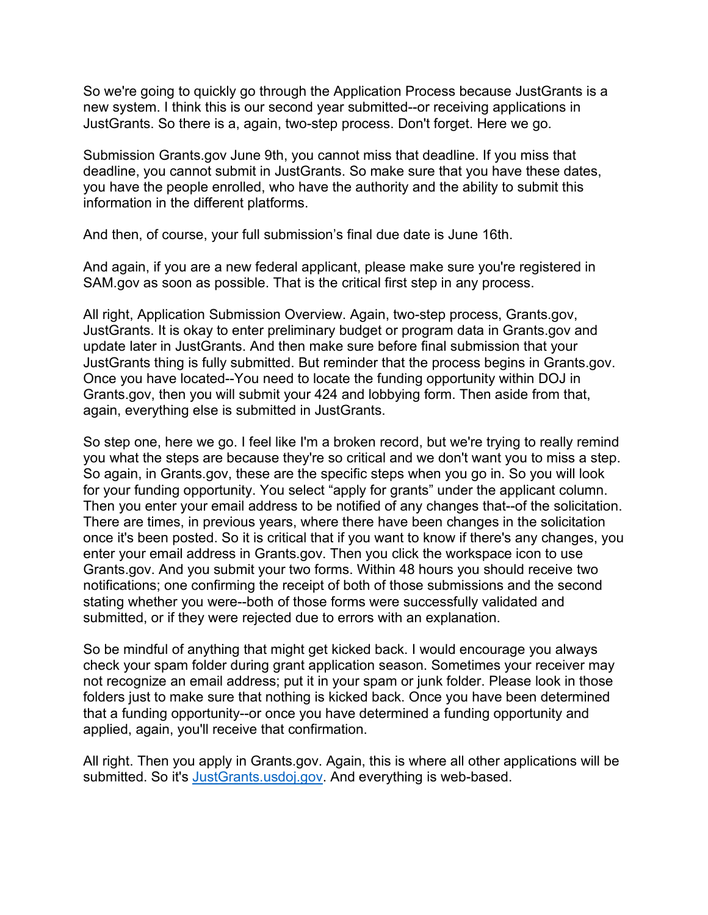So we're going to quickly go through the Application Process because JustGrants is a new system. I think this is our second year submitted--or receiving applications in JustGrants. So there is a, again, two-step process. Don't forget. Here we go.

Submission Grants.gov June 9th, you cannot miss that deadline. If you miss that deadline, you cannot submit in JustGrants. So make sure that you have these dates, you have the people enrolled, who have the authority and the ability to submit this information in the different platforms.

And then, of course, your full submission's final due date is June 16th.

And again, if you are a new federal applicant, please make sure you're registered in SAM.gov as soon as possible. That is the critical first step in any process.

All right, Application Submission Overview. Again, two-step process, Grants.gov, JustGrants. It is okay to enter preliminary budget or program data in Grants.gov and update later in JustGrants. And then make sure before final submission that your JustGrants thing is fully submitted. But reminder that the process begins in Grants.gov. Once you have located--You need to locate the funding opportunity within DOJ in Grants.gov, then you will submit your 424 and lobbying form. Then aside from that, again, everything else is submitted in JustGrants.

So step one, here we go. I feel like I'm a broken record, but we're trying to really remind you what the steps are because they're so critical and we don't want you to miss a step. So again, in Grants.gov, these are the specific steps when you go in. So you will look for your funding opportunity. You select "apply for grants" under the applicant column. Then you enter your email address to be notified of any changes that--of the solicitation. There are times, in previous years, where there have been changes in the solicitation once it's been posted. So it is critical that if you want to know if there's any changes, you enter your email address in Grants.gov. Then you click the workspace icon to use Grants.gov. And you submit your two forms. Within 48 hours you should receive two notifications; one confirming the receipt of both of those submissions and the second stating whether you were--both of those forms were successfully validated and submitted, or if they were rejected due to errors with an explanation.

So be mindful of anything that might get kicked back. I would encourage you always check your spam folder during grant application season. Sometimes your receiver may not recognize an email address; put it in your spam or junk folder. Please look in those folders just to make sure that nothing is kicked back. Once you have been determined that a funding opportunity--or once you have determined a funding opportunity and applied, again, you'll receive that confirmation.

All right. Then you apply in Grants.gov. Again, this is where all other applications will be submitted. So it's [JustGrants.usdoj.gov](https://JustGrants.usdoj.gov). And everything is web-based.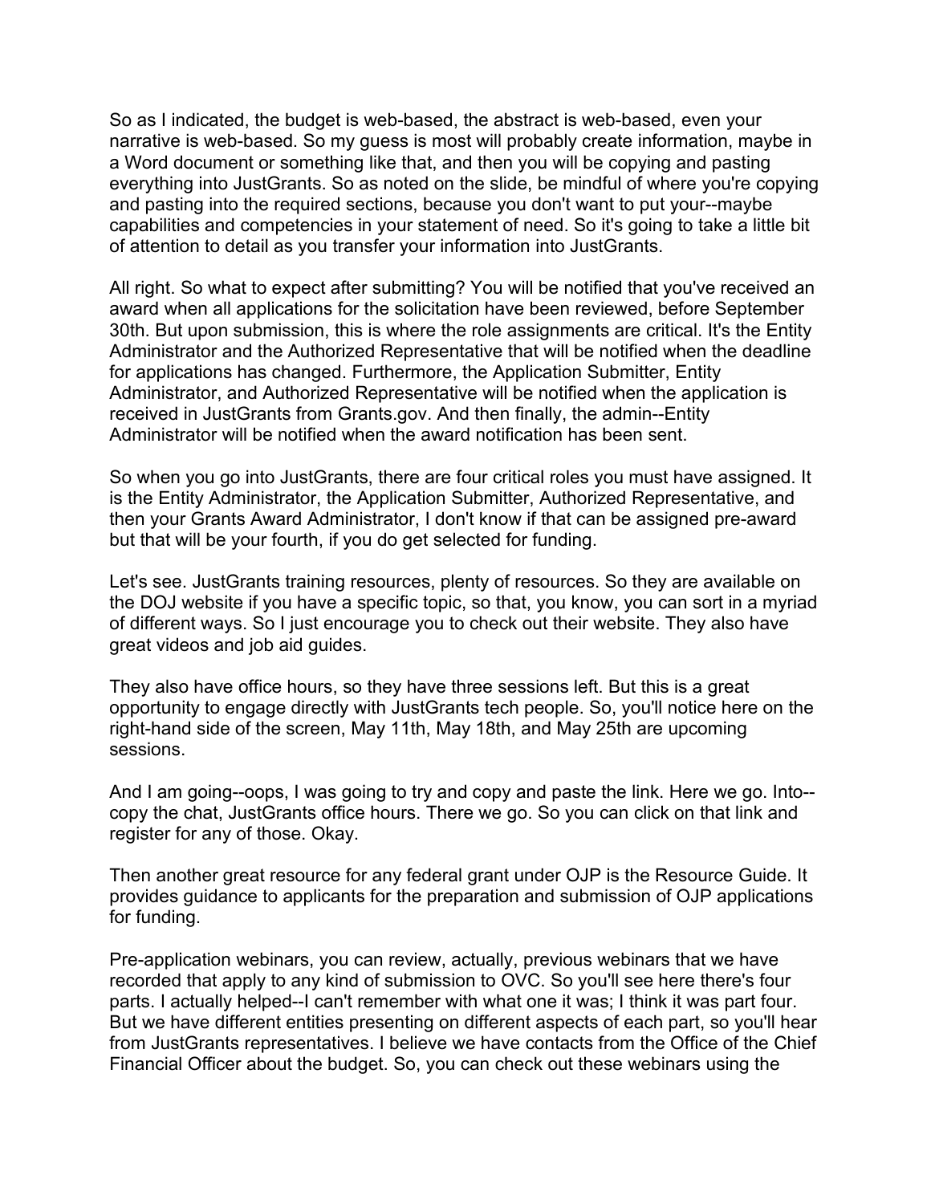So as I indicated, the budget is web-based, the abstract is web-based, even your narrative is web-based. So my guess is most will probably create information, maybe in a Word document or something like that, and then you will be copying and pasting everything into JustGrants. So as noted on the slide, be mindful of where you're copying and pasting into the required sections, because you don't want to put your--maybe capabilities and competencies in your statement of need. So it's going to take a little bit of attention to detail as you transfer your information into JustGrants.

All right. So what to expect after submitting? You will be notified that you've received an award when all applications for the solicitation have been reviewed, before September 30th. But upon submission, this is where the role assignments are critical. It's the Entity Administrator and the Authorized Representative that will be notified when the deadline for applications has changed. Furthermore, the Application Submitter, Entity Administrator, and Authorized Representative will be notified when the application is received in JustGrants from Grants.gov. And then finally, the admin--Entity Administrator will be notified when the award notification has been sent.

So when you go into JustGrants, there are four critical roles you must have assigned. It is the Entity Administrator, the Application Submitter, Authorized Representative, and then your Grants Award Administrator, I don't know if that can be assigned pre-award but that will be your fourth, if you do get selected for funding.

Let's see. JustGrants training resources, plenty of resources. So they are available on the DOJ website if you have a specific topic, so that, you know, you can sort in a myriad of different ways. So I just encourage you to check out their website. They also have great videos and job aid guides.

They also have office hours, so they have three sessions left. But this is a great opportunity to engage directly with JustGrants tech people. So, you'll notice here on the right-hand side of the screen, May 11th, May 18th, and May 25th are upcoming sessions.

And I am going--oops, I was going to try and copy and paste the link. Here we go. Into--copy the chat, JustGrants office hours. There we go. So you can click on that link and register for any of those. Okay.

Then another great resource for any federal grant under OJP is the Resource Guide. It provides guidance to applicants for the preparation and submission of OJP applications for funding.

Pre-application webinars, you can review, actually, previous webinars that we have recorded that apply to any kind of submission to OVC. So you'll see here there's four parts. I actually helped--I can't remember with what one it was; I think it was part four. But we have different entities presenting on different aspects of each part, so you'll hear from JustGrants representatives. I believe we have contacts from the Office of the Chief Financial Officer about the budget. So, you can check out these webinars using the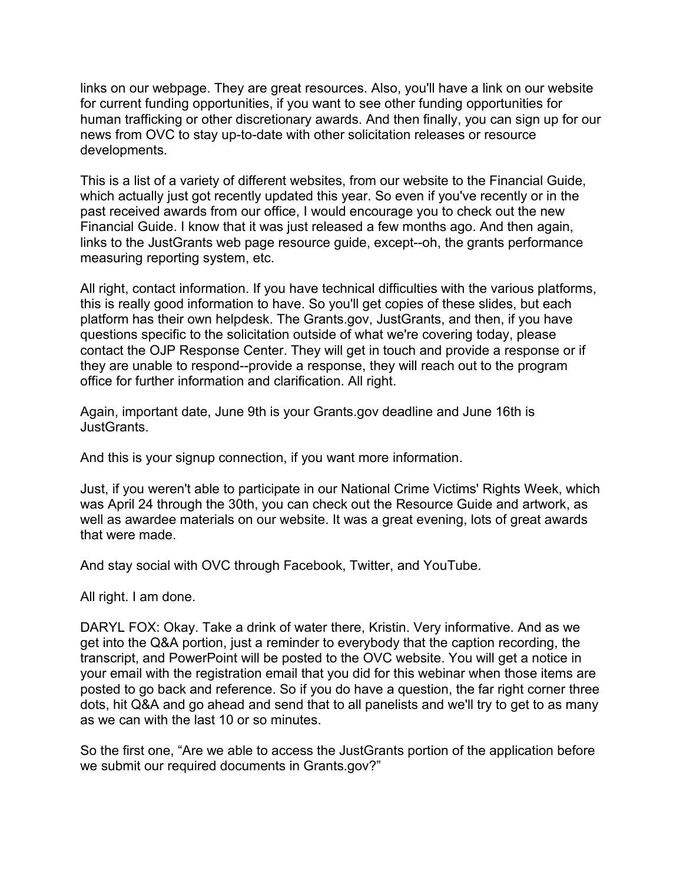links on our webpage. They are great resources. Also, you'll have a link on our website for current funding opportunities, if you want to see other funding opportunities for human trafficking or other discretionary awards. And then finally, you can sign up for our news from OVC to stay up-to-date with other solicitation releases or resource developments.

This is a list of a variety of different websites, from our website to the Financial Guide, which actually just got recently updated this year. So even if you've recently or in the past received awards from our office, I would encourage you to check out the new Financial Guide. I know that it was just released a few months ago. And then again, links to the JustGrants web page resource guide, except--oh, the grants performance measuring reporting system, etc.

All right, contact information. If you have technical difficulties with the various platforms, this is really good information to have. So you'll get copies of these slides, but each platform has their own helpdesk. The Grants.gov, JustGrants, and then, if you have questions specific to the solicitation outside of what we're covering today, please contact the OJP Response Center. They will get in touch and provide a response or if they are unable to respond--provide a response, they will reach out to the program office for further information and clarification. All right.

Again, important date, June 9th is your Grants.gov deadline and June 16th is JustGrants.

And this is your signup connection, if you want more information.

Just, if you weren't able to participate in our National Crime Victims' Rights Week, which was April 24 through the 30th, you can check out the Resource Guide and artwork, as well as awardee materials on our website. It was a great evening, lots of great awards that were made.

And stay social with OVC through Facebook, Twitter, and YouTube.

All right. I am done.

DARYL FOX: Okay. Take a drink of water there, Kristin. Very informative. And as we get into the Q&A portion, just a reminder to everybody that the caption recording, the transcript, and PowerPoint will be posted to the OVC website. You will get a notice in your email with the registration email that you did for this webinar when those items are posted to go back and reference. So if you do have a question, the far right corner three dots, hit Q&A and go ahead and send that to all panelists and we'll try to get to as many as we can with the last 10 or so minutes.

So the first one, "Are we able to access the JustGrants portion of the application before we submit our required documents in Grants.gov?"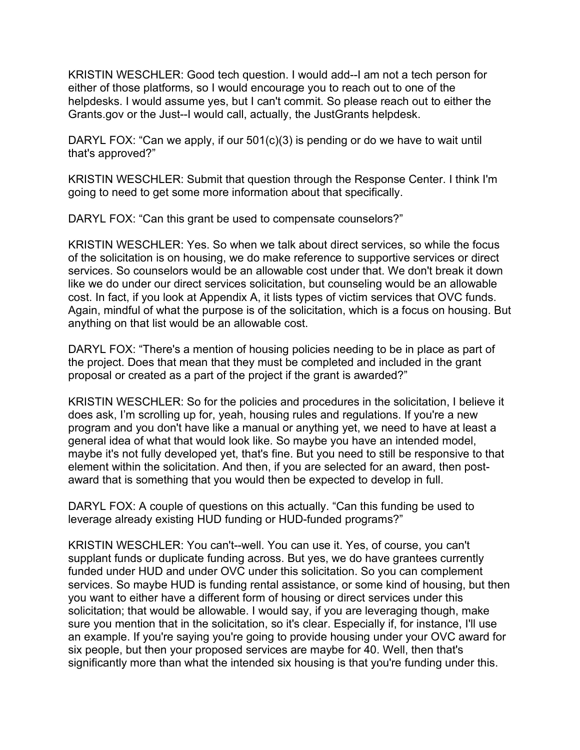KRISTIN WESCHLER: Good tech question. I would add--I am not a tech person for either of those platforms, so I would encourage you to reach out to one of the helpdesks. I would assume yes, but I can't commit. So please reach out to either the Grants.gov or the Just--I would call, actually, the JustGrants helpdesk.

DARYL FOX: "Can we apply, if our 501(c)(3) is pending or do we have to wait until that's approved?"

KRISTIN WESCHLER: Submit that question through the Response Center. I think I'm going to need to get some more information about that specifically.

DARYL FOX: "Can this grant be used to compensate counselors?"

KRISTIN WESCHLER: Yes. So when we talk about direct services, so while the focus of the solicitation is on housing, we do make reference to supportive services or direct services. So counselors would be an allowable cost under that. We don't break it down like we do under our direct services solicitation, but counseling would be an allowable cost. In fact, if you look at Appendix A, it lists types of victim services that OVC funds. Again, mindful of what the purpose is of the solicitation, which is a focus on housing. But anything on that list would be an allowable cost.

DARYL FOX: "There's a mention of housing policies needing to be in place as part of the project. Does that mean that they must be completed and included in the grant proposal or created as a part of the project if the grant is awarded?"

KRISTIN WESCHLER: So for the policies and procedures in the solicitation, I believe it does ask, I'm scrolling up for, yeah, housing rules and regulations. If you're a new program and you don't have like a manual or anything yet, we need to have at least a general idea of what that would look like. So maybe you have an intended model, maybe it's not fully developed yet, that's fine. But you need to still be responsive to that element within the solicitation. And then, if you are selected for an award, then post-award that is something that you would then be expected to develop in full.

DARYL FOX: A couple of questions on this actually. "Can this funding be used to leverage already existing HUD funding or HUD-funded programs?"

KRISTIN WESCHLER: You can't--well. You can use it. Yes, of course, you can't supplant funds or duplicate funding across. But yes, we do have grantees currently funded under HUD and under OVC under this solicitation. So you can complement services. So maybe HUD is funding rental assistance, or some kind of housing, but then you want to either have a different form of housing or direct services under this solicitation; that would be allowable. I would say, if you are leveraging though, make sure you mention that in the solicitation, so it's clear. Especially if, for instance, I'll use an example. If you're saying you're going to provide housing under your OVC award for six people, but then your proposed services are maybe for 40. Well, then that's significantly more than what the intended six housing is that you're funding under this.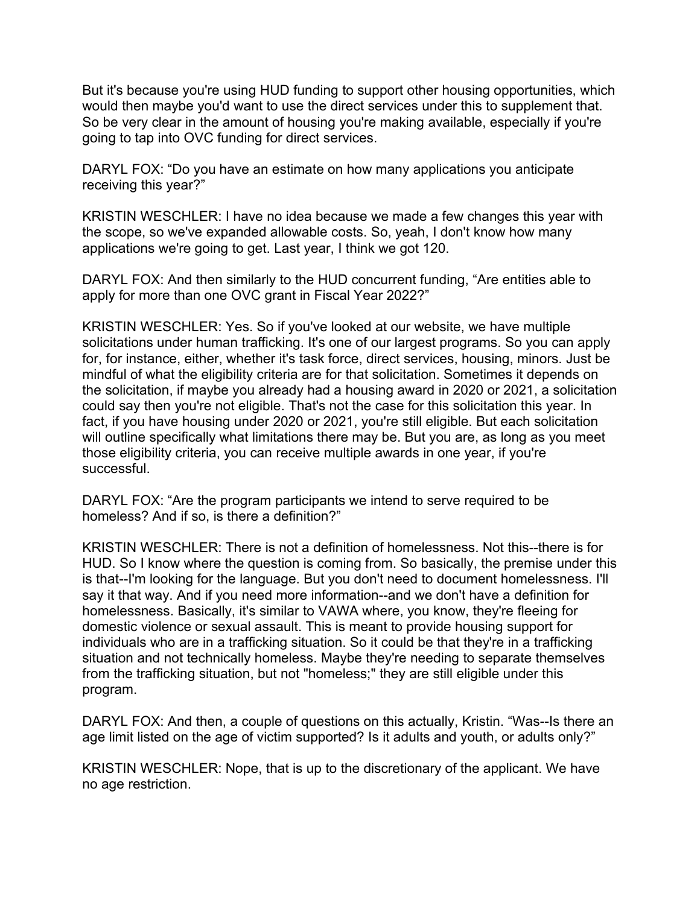But it's because you're using HUD funding to support other housing opportunities, which would then maybe you'd want to use the direct services under this to supplement that. So be very clear in the amount of housing you're making available, especially if you're going to tap into OVC funding for direct services.

DARYL FOX: "Do you have an estimate on how many applications you anticipate receiving this year?"

KRISTIN WESCHLER: I have no idea because we made a few changes this year with the scope, so we've expanded allowable costs. So, yeah, I don't know how many applications we're going to get. Last year, I think we got 120.

DARYL FOX: And then similarly to the HUD concurrent funding, "Are entities able to apply for more than one OVC grant in Fiscal Year 2022?"

KRISTIN WESCHLER: Yes. So if you've looked at our website, we have multiple solicitations under human trafficking. It's one of our largest programs. So you can apply for, for instance, either, whether it's task force, direct services, housing, minors. Just be mindful of what the eligibility criteria are for that solicitation. Sometimes it depends on the solicitation, if maybe you already had a housing award in 2020 or 2021, a solicitation could say then you're not eligible. That's not the case for this solicitation this year. In fact, if you have housing under 2020 or 2021, you're still eligible. But each solicitation will outline specifically what limitations there may be. But you are, as long as you meet those eligibility criteria, you can receive multiple awards in one year, if you're successful.

DARYL FOX: "Are the program participants we intend to serve required to be homeless? And if so, is there a definition?"

KRISTIN WESCHLER: There is not a definition of homelessness. Not this--there is for HUD. So I know where the question is coming from. So basically, the premise under this is that--I'm looking for the language. But you don't need to document homelessness. I'll say it that way. And if you need more information--and we don't have a definition for homelessness. Basically, it's similar to VAWA where, you know, they're fleeing for domestic violence or sexual assault. This is meant to provide housing support for individuals who are in a trafficking situation. So it could be that they're in a trafficking situation and not technically homeless. Maybe they're needing to separate themselves from the trafficking situation, but not "homeless;" they are still eligible under this program.

DARYL FOX: And then, a couple of questions on this actually, Kristin. "Was--Is there an age limit listed on the age of victim supported? Is it adults and youth, or adults only?"

KRISTIN WESCHLER: Nope, that is up to the discretionary of the applicant. We have no age restriction.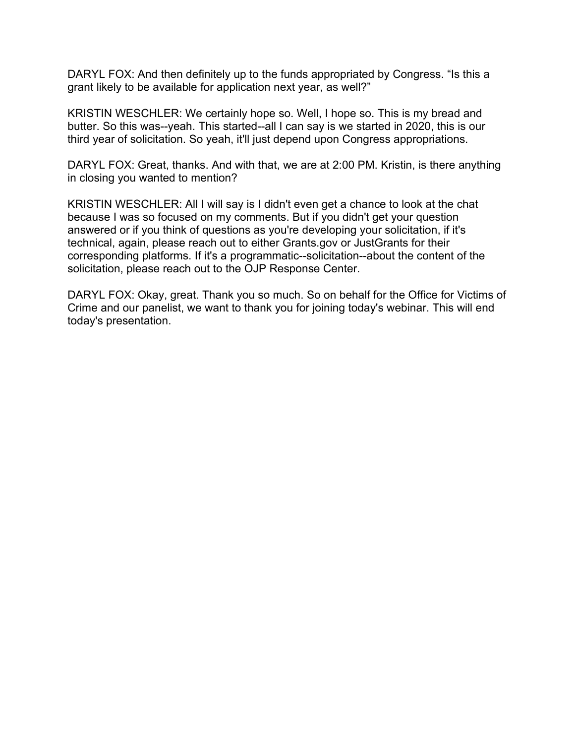DARYL FOX: And then definitely up to the funds appropriated by Congress. “Is this a grant likely to be available for application next year, as well?”

KRISTIN WESCHLER: We certainly hope so. Well, I hope so. This is my bread and butter. So this was--yeah. This started--all I can say is we started in 2020, this is our third year of solicitation. So yeah, it'll just depend upon Congress appropriations.

DARYL FOX: Great, thanks. And with that, we are at 2:00 PM. Kristin, is there anything in closing you wanted to mention?

KRISTIN WESCHLER: All I will say is I didn't even get a chance to look at the chat because I was so focused on my comments. But if you didn't get your question answered or if you think of questions as you're developing your solicitation, if it's technical, again, please reach out to either Grants.gov or JustGrants for their corresponding platforms. If it's a programmatic--solicitation--about the content of the solicitation, please reach out to the OJP Response Center.

DARYL FOX: Okay, great. Thank you so much. So on behalf for the Office for Victims of Crime and our panelist, we want to thank you for joining today's webinar. This will end today's presentation.